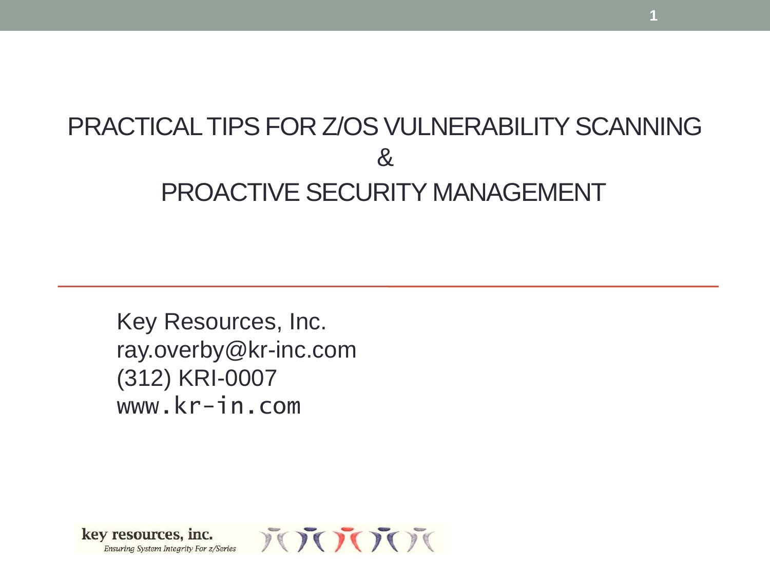# PRACTICAL TIPS FOR Z/OS VULNERABILITY SCANNING & PROACTIVE SECURITY MANAGEMENT

Key Resources, Inc.
ray.overby@kr-inc.com
(312) KRI-0007
www.kr-in.com

key resources, inc.
*Ensuring System Integrity For z/Series*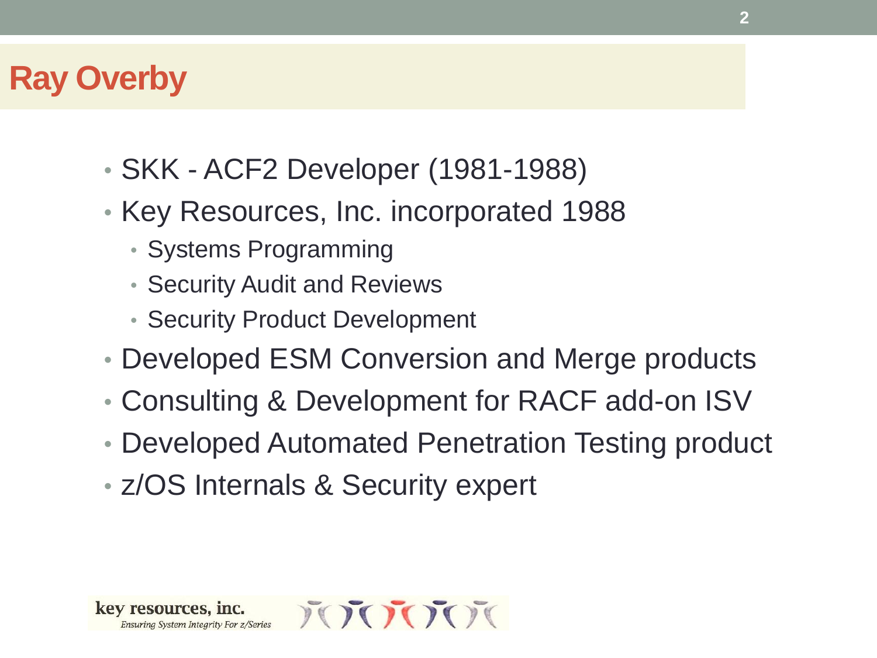# Ray Overby

- SKK - ACF2 Developer (1981-1988)
- Key Resources, Inc. incorporated 1988
  - Systems Programming
  - Security Audit and Reviews
  - Security Product Development
- Developed ESM Conversion and Merge products
- Consulting & Development for RACF add-on ISV
- Developed Automated Penetration Testing product
- z/OS Internals & Security expert

key resources, inc.
*Ensuring System Integrity For z/Series*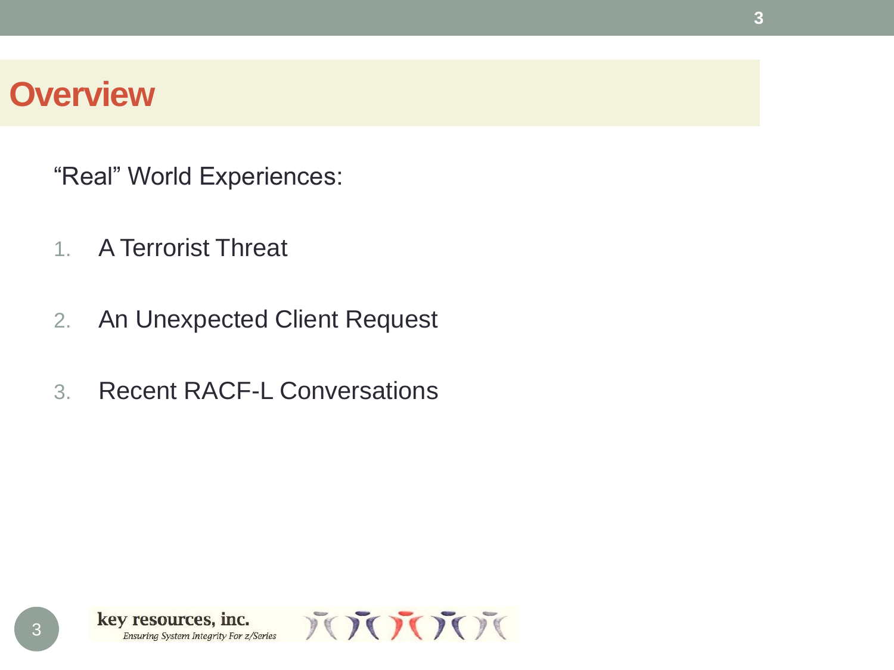# Overview

“Real” World Experiences:

1. A Terrorist Threat
2. An Unexpected Client Request
3. Recent RACF-L Conversations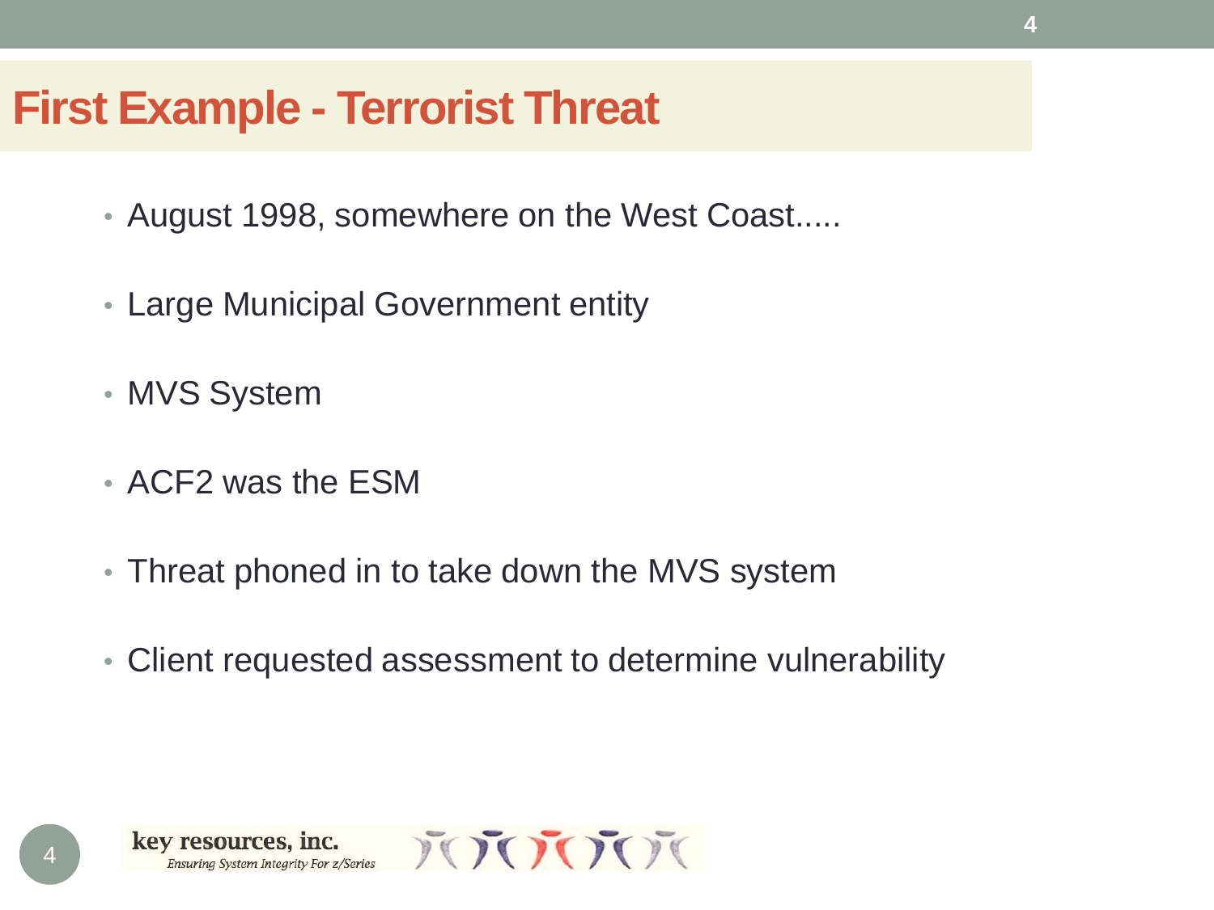# First Example - Terrorist Threat

- August 1998, somewhere on the West Coast.....
- Large Municipal Government entity
- MVS System
- ACF2 was the ESM
- Threat phoned in to take down the MVS system
- Client requested assessment to determine vulnerability

key resources, inc.
*Ensuring System Integrity For z/Series*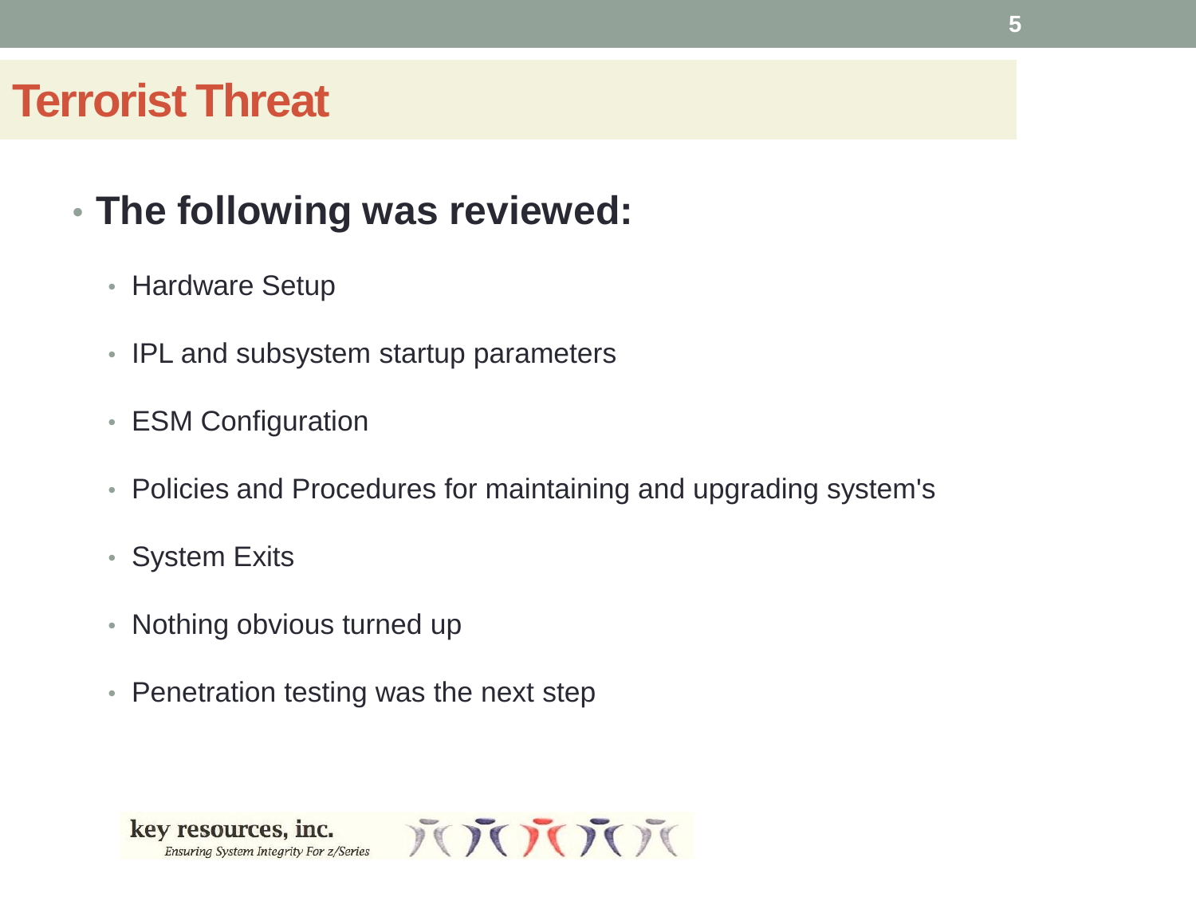# Terrorist Threat

- **The following was reviewed:**
  - Hardware Setup
  - IPL and subsystem startup parameters
  - ESM Configuration
  - Policies and Procedures for maintaining and upgrading system's
  - System Exits
  - Nothing obvious turned up
  - Penetration testing was the next step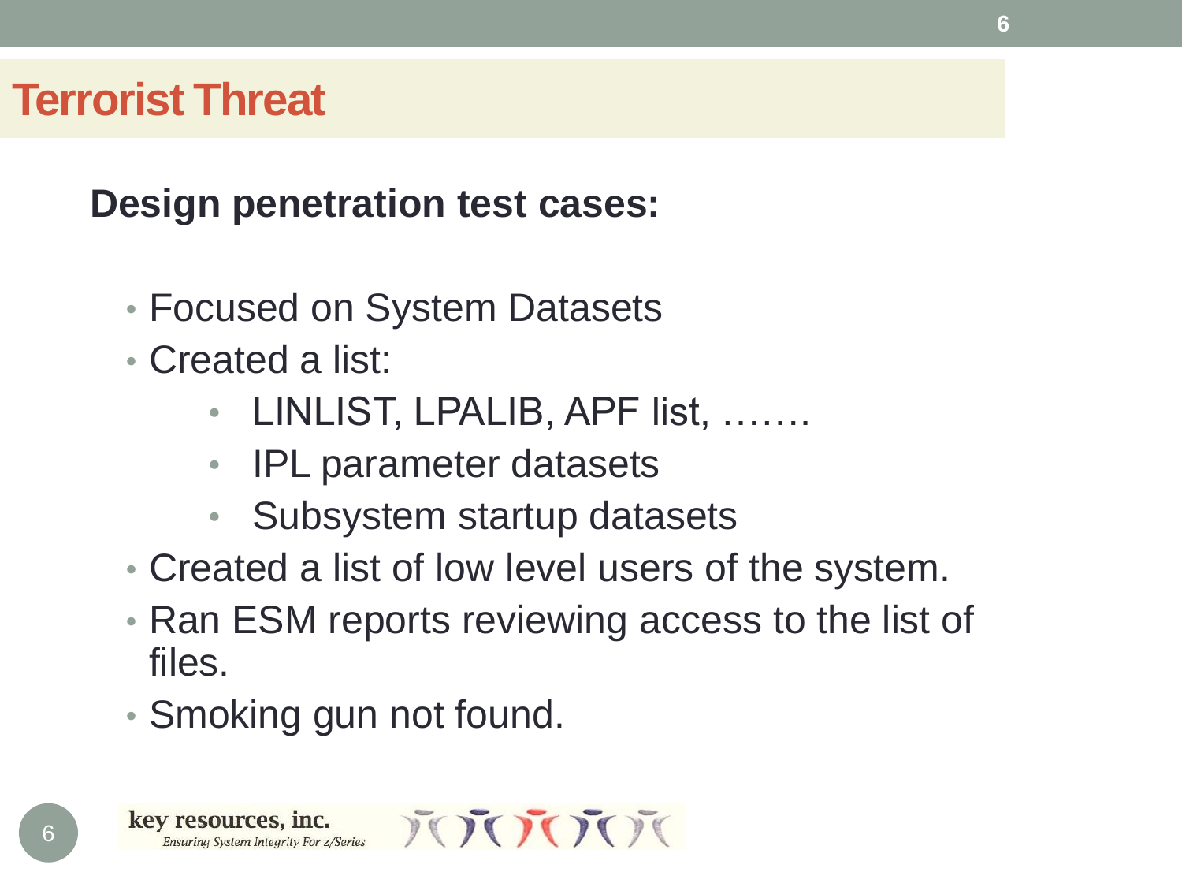# Terrorist Threat

**Design penetration test cases:**

- Focused on System Datasets
- Created a list:
  - LINLIST, LPALIB, APF list, …….
  - IPL parameter datasets
  - Subsystem startup datasets
- Created a list of low level users of the system.
- Ran ESM reports reviewing access to the list of files.
- Smoking gun not found.

key resources, inc.
*Ensuring System Integrity For z/Series*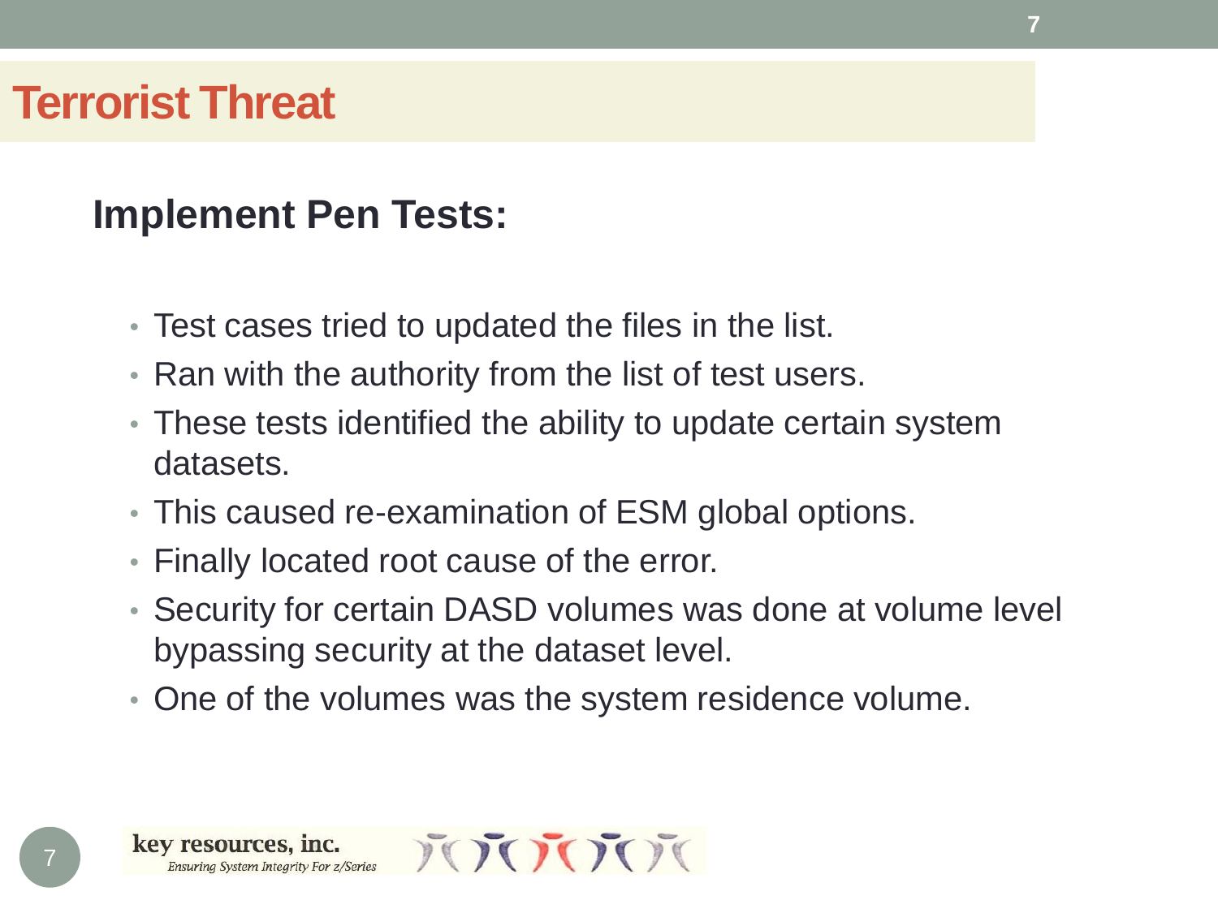# Terrorist Threat

## Implement Pen Tests:

- Test cases tried to updated the files in the list.
- Ran with the authority from the list of test users.
- These tests identified the ability to update certain system datasets.
- This caused re-examination of ESM global options.
- Finally located root cause of the error.
- Security for certain DASD volumes was done at volume level bypassing security at the dataset level.
- One of the volumes was the system residence volume.

key resources, inc.
*Ensuring System Integrity For z/Series*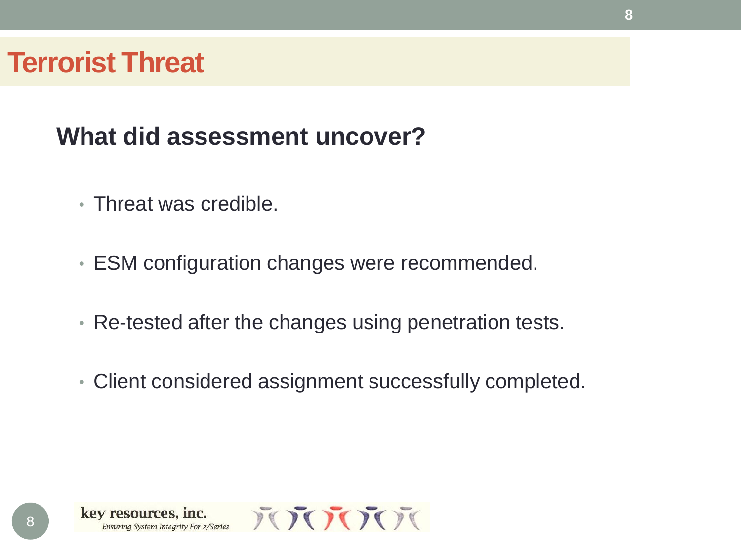# Terrorist Threat

## What did assessment uncover?

- Threat was credible.
- ESM configuration changes were recommended.
- Re-tested after the changes using penetration tests.
- Client considered assignment successfully completed.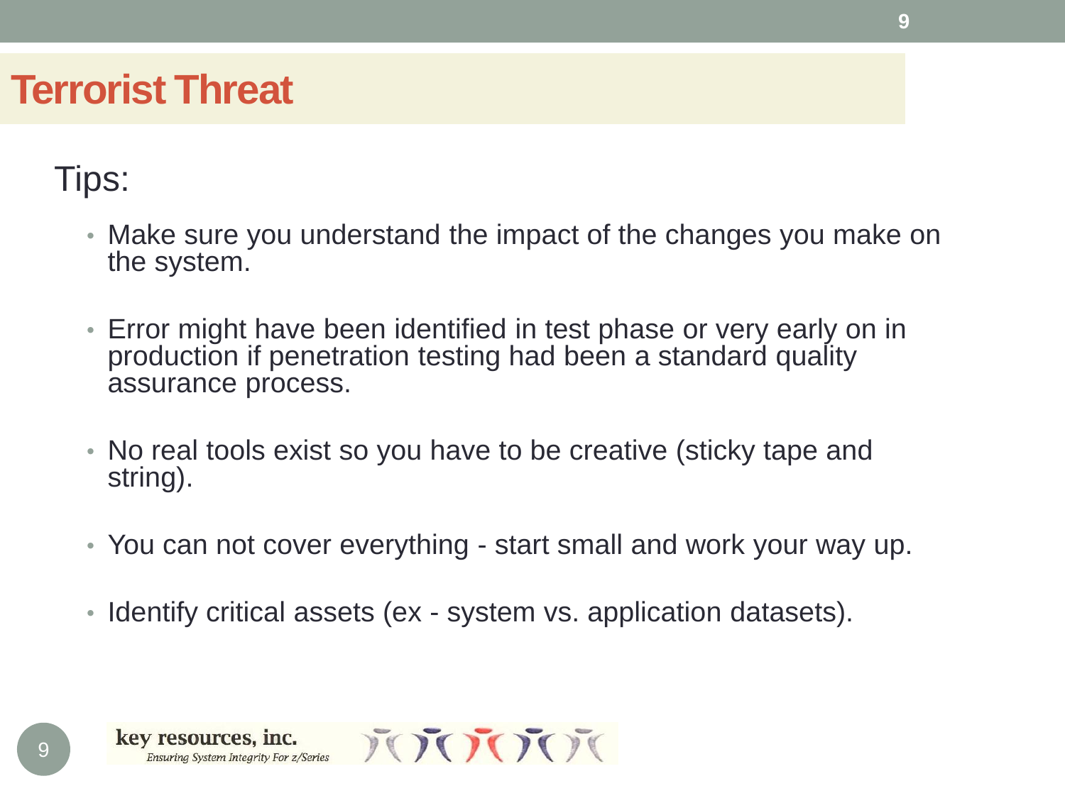# Terrorist Threat

Tips:

- Make sure you understand the impact of the changes you make on the system.
- Error might have been identified in test phase or very early on in production if penetration testing had been a standard quality assurance process.
- No real tools exist so you have to be creative (sticky tape and string).
- You can not cover everything - start small and work your way up.
- Identify critical assets (ex - system vs. application datasets).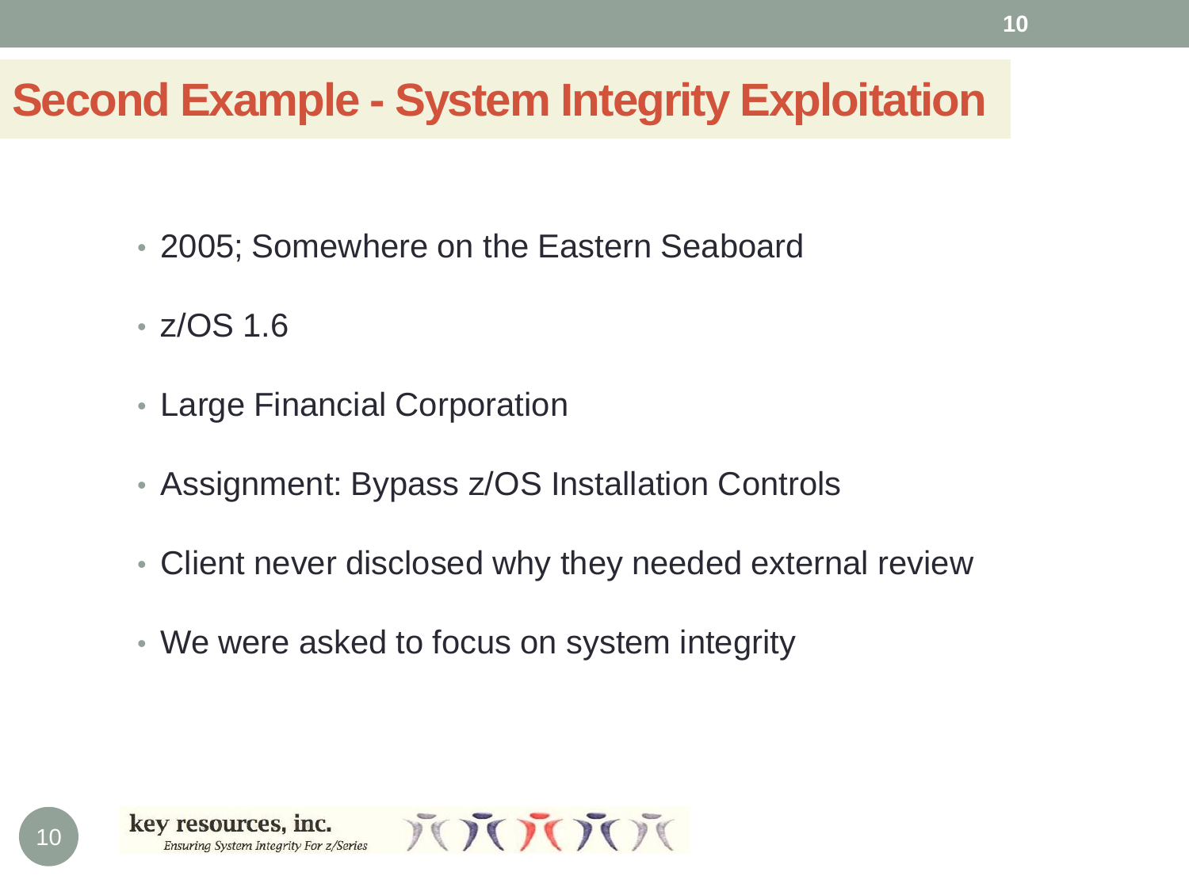# Second Example - System Integrity Exploitation

- 2005; Somewhere on the Eastern Seaboard
- z/OS 1.6
- Large Financial Corporation
- Assignment: Bypass z/OS Installation Controls
- Client never disclosed why they needed external review
- We were asked to focus on system integrity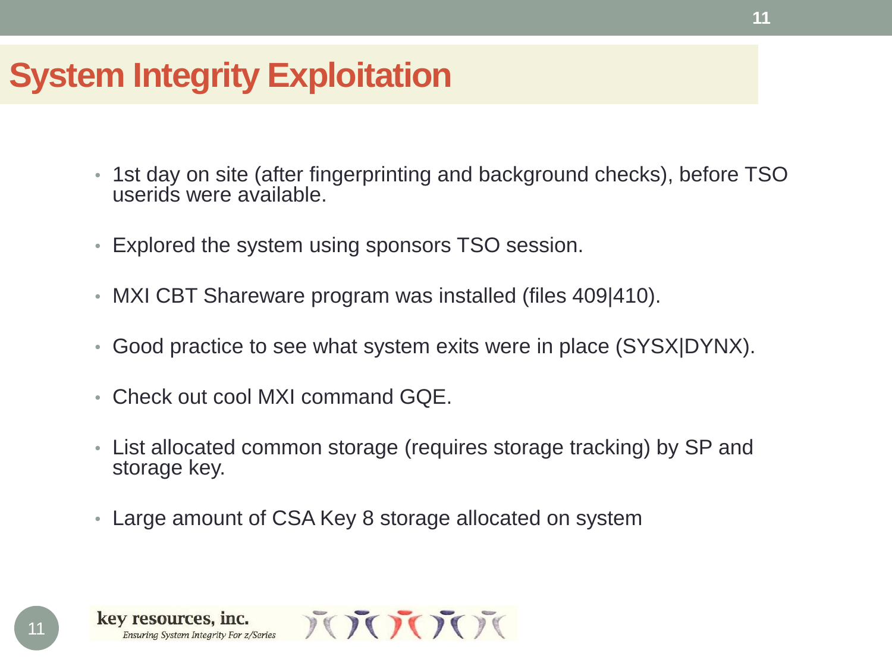# System Integrity Exploitation

- 1st day on site (after fingerprinting and background checks), before TSO userids were available.
- Explored the system using sponsors TSO session.
- MXI CBT Shareware program was installed (files 409|410).
- Good practice to see what system exits were in place (SYSX|DYNX).
- Check out cool MXI command GQE.
- List allocated common storage (requires storage tracking) by SP and storage key.
- Large amount of CSA Key 8 storage allocated on system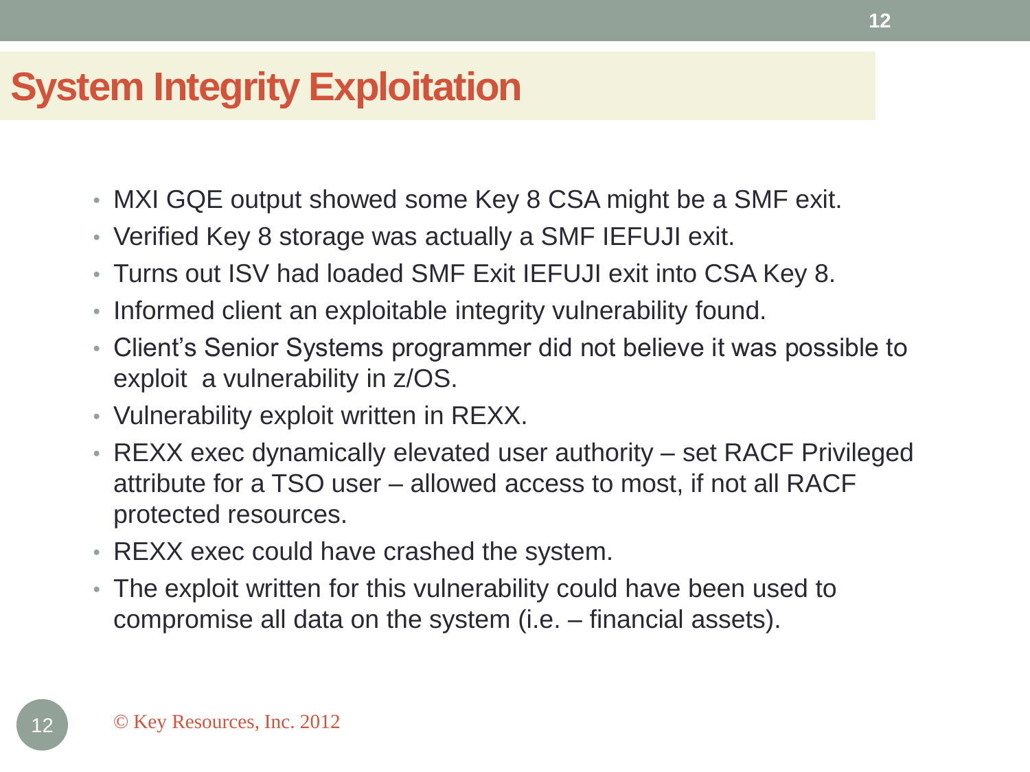# System Integrity Exploitation

- MXI GQE output showed some Key 8 CSA might be a SMF exit.
- Verified Key 8 storage was actually a SMF IEFUJI exit.
- Turns out ISV had loaded SMF Exit IEFUJI exit into CSA Key 8.
- Informed client an exploitable integrity vulnerability found.
- Client's Senior Systems programmer did not believe it was possible to exploit a vulnerability in z/OS.
- Vulnerability exploit written in REXX.
- REXX exec dynamically elevated user authority – set RACF Privileged attribute for a TSO user – allowed access to most, if not all RACF protected resources.
- REXX exec could have crashed the system.
- The exploit written for this vulnerability could have been used to compromise all data on the system (i.e. – financial assets).

© Key Resources, Inc. 2012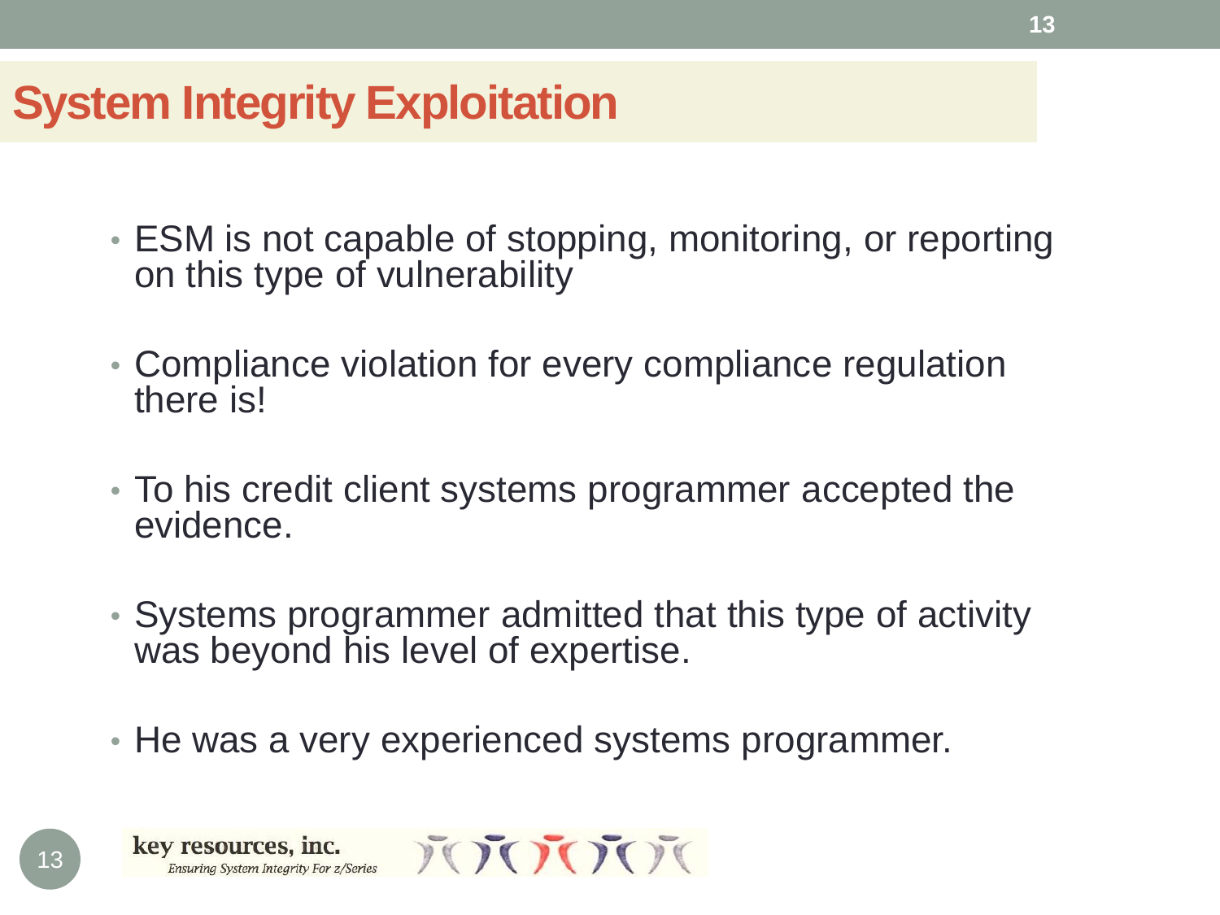# System Integrity Exploitation

- ESM is not capable of stopping, monitoring, or reporting on this type of vulnerability
- Compliance violation for every compliance regulation there is!
- To his credit client systems programmer accepted the evidence.
- Systems programmer admitted that this type of activity was beyond his level of expertise.
- He was a very experienced systems programmer.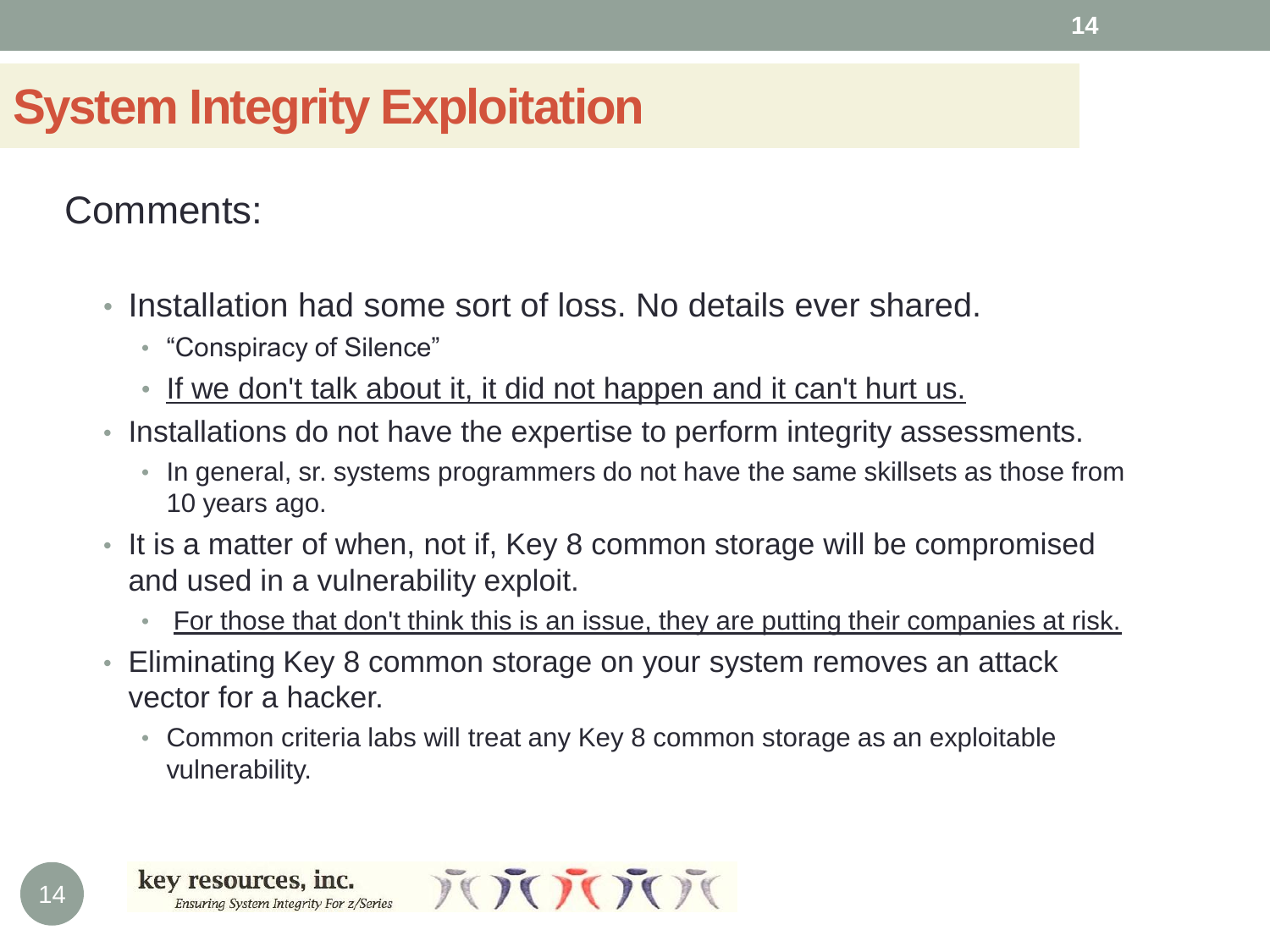# System Integrity Exploitation

## Comments:

- Installation had some sort of loss. No details ever shared.
  - “Conspiracy of Silence”
  - <u>If we don't talk about it, it did not happen and it can't hurt us.</u>
- Installations do not have the expertise to perform integrity assessments.
  - In general, sr. systems programmers do not have the same skillsets as those from 10 years ago.
- It is a matter of when, not if, Key 8 common storage will be compromised and used in a vulnerability exploit.
  - <u>For those that don't think this is an issue, they are putting their companies at risk.</u>
- Eliminating Key 8 common storage on your system removes an attack vector for a hacker.
  - Common criteria labs will treat any Key 8 common storage as an exploitable vulnerability.

key resources, inc.
*Ensuring System Integrity For z/Series*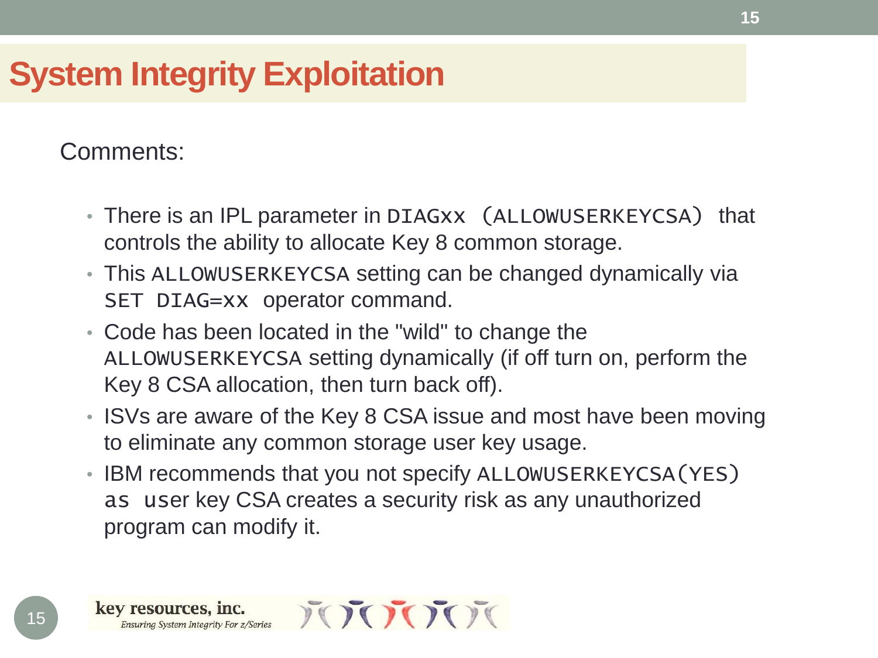# System Integrity Exploitation

Comments:

- There is an IPL parameter in `DIAGxx (ALLOWUSERKEYCSA)` that controls the ability to allocate Key 8 common storage.
- This `ALLOWUSERKEYCSA` setting can be changed dynamically via `SET DIAG=xx` operator command.
- Code has been located in the "wild" to change the `ALLOWUSERKEYCSA` setting dynamically (if off turn on, perform the Key 8 CSA allocation, then turn back off).
- ISVs are aware of the Key 8 CSA issue and most have been moving to eliminate any common storage user key usage.
- IBM recommends that you not specify `ALLOWUSERKEYCSA(YES)` as user key CSA creates a security risk as any unauthorized program can modify it.

key resources, inc.

*Ensuring System Integrity For z/Series*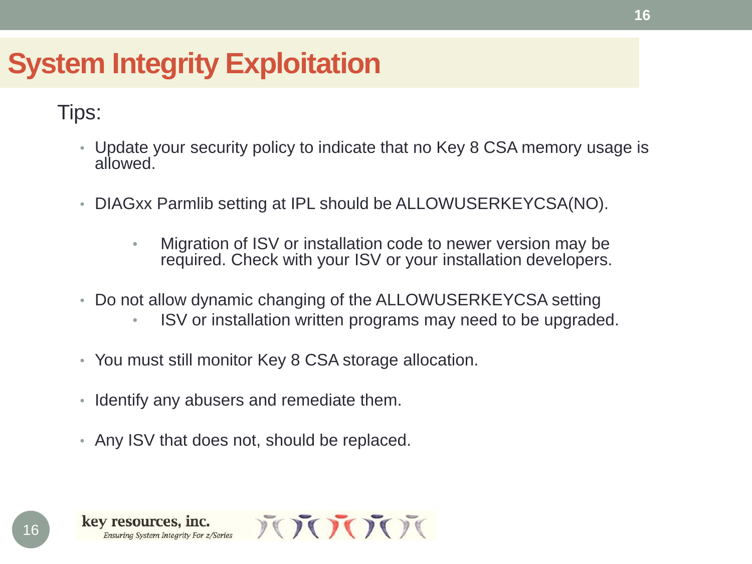# System Integrity Exploitation

Tips:

- Update your security policy to indicate that no Key 8 CSA memory usage is allowed.
- DIAGxx Parmlib setting at IPL should be ALLOWUSERKEYCSA(NO).
  - Migration of ISV or installation code to newer version may be required. Check with your ISV or your installation developers.
- Do not allow dynamic changing of the ALLOWUSERKEYCSA setting
  - ISV or installation written programs may need to be upgraded.
- You must still monitor Key 8 CSA storage allocation.
- Identify any abusers and remediate them.
- Any ISV that does not, should be replaced.

key resources, inc.
*Ensuring System Integrity For z/Series*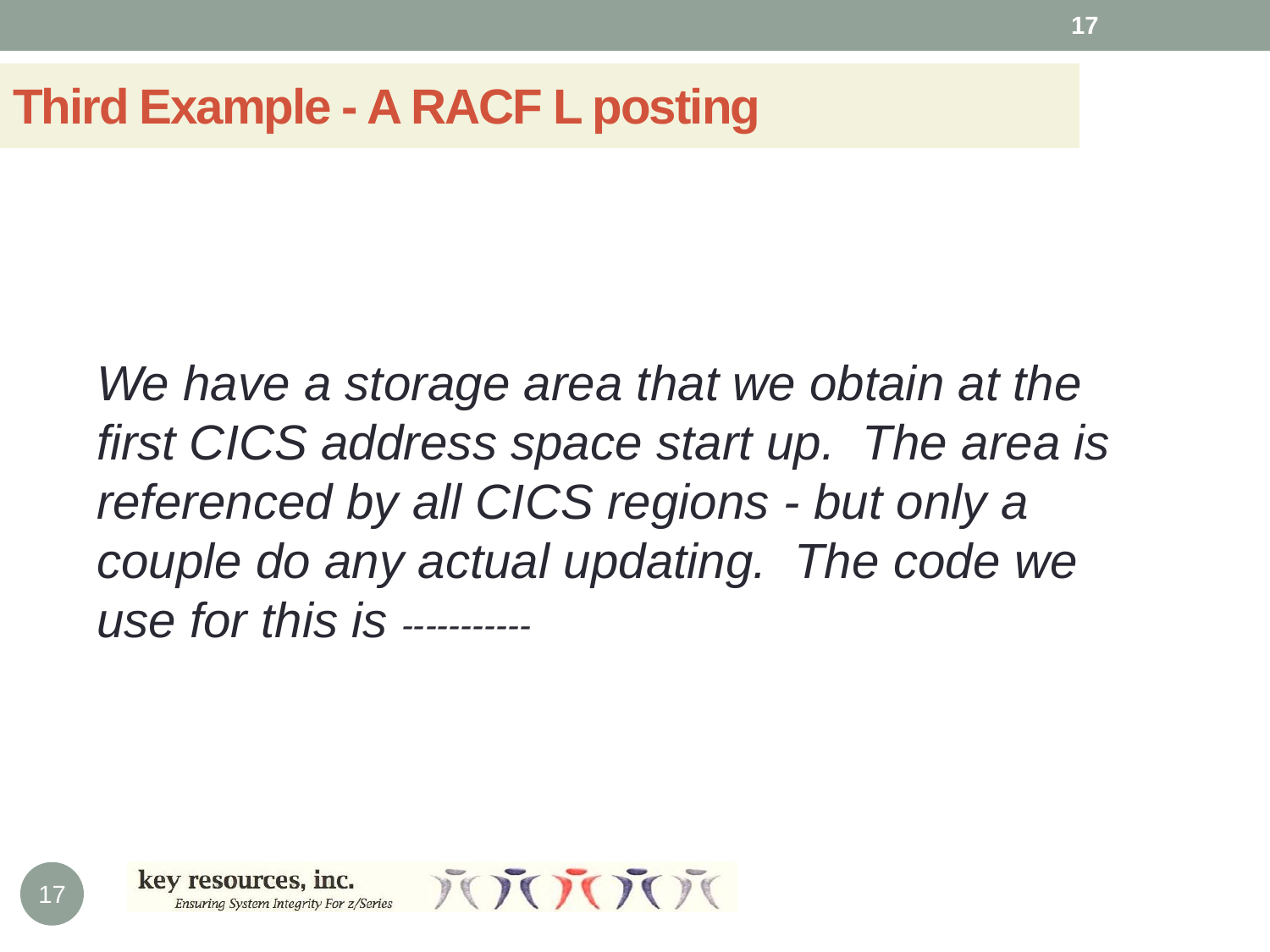# Third Example - A RACF L posting

*We have a storage area that we obtain at the first CICS address space start up. The area is referenced by all CICS regions - but only a couple do any actual updating. The code we use for this is -----------*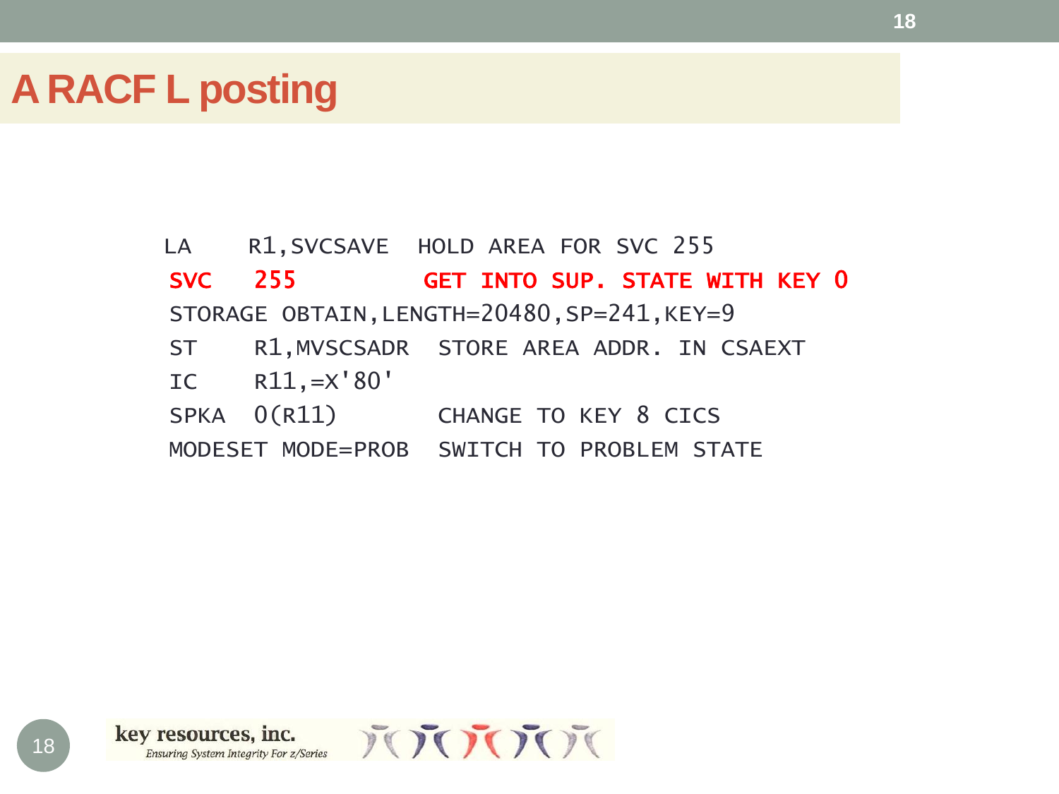# A RACF L posting

```
LA    R1,SVCSAVE  HOLD AREA FOR SVC 255
SVC   255         GET INTO SUP. STATE WITH KEY 0
STORAGE OBTAIN,LENGTH=20480,SP=241,KEY=9
ST    R1,MVSCSADR  STORE AREA ADDR. IN CSAEXT
IC    R11,=X'80'
SPKA  0(R11)       CHANGE TO KEY 8 CICS
MODESET MODE=PROB  SWITCH TO PROBLEM STATE
```

key resources, inc.
*Ensuring System Integrity For z/Series*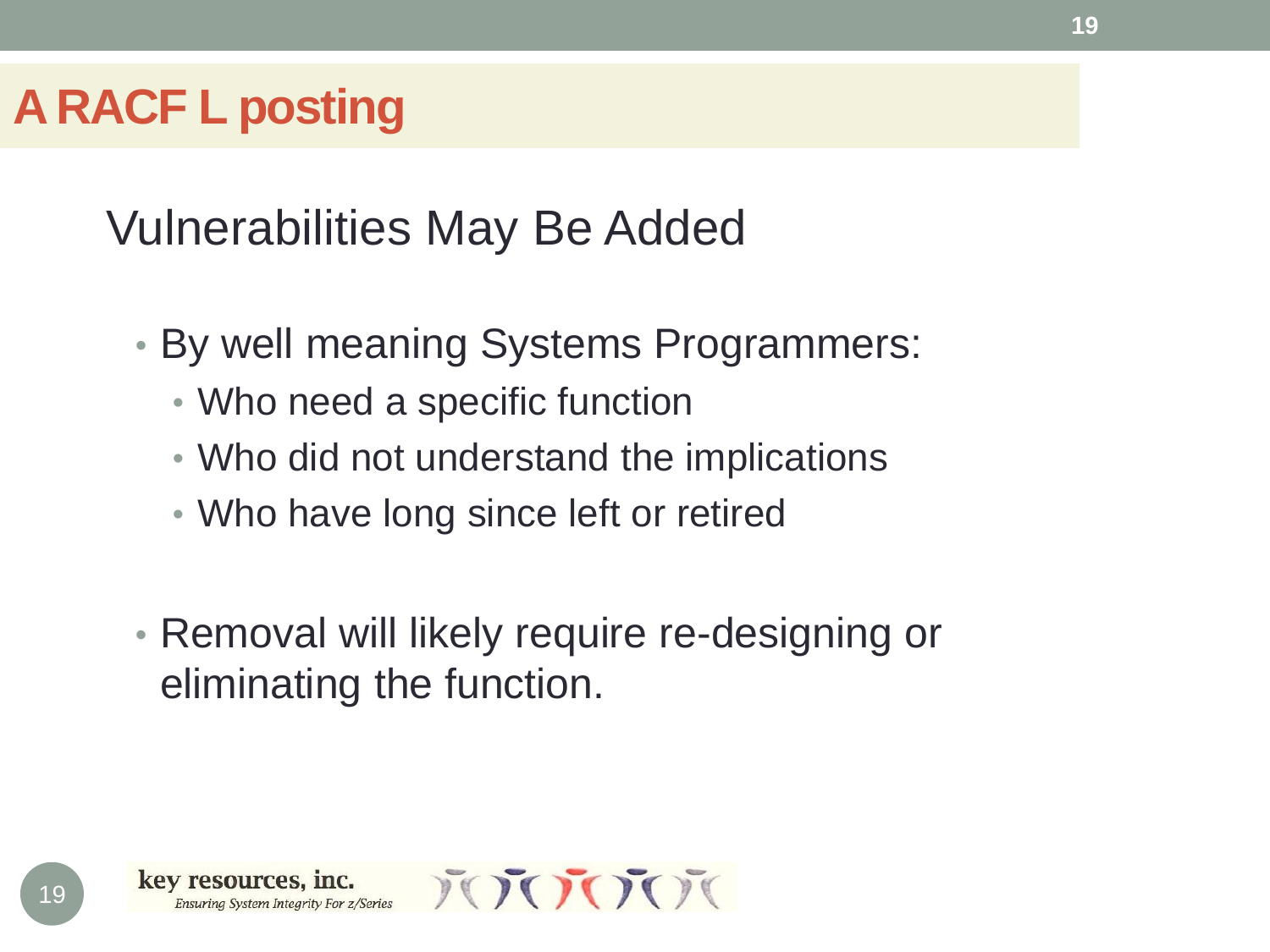# A RACF L posting

## Vulnerabilities May Be Added

- By well meaning Systems Programmers:
  - Who need a specific function
  - Who did not understand the implications
  - Who have long since left or retired
- Removal will likely require re-designing or eliminating the function.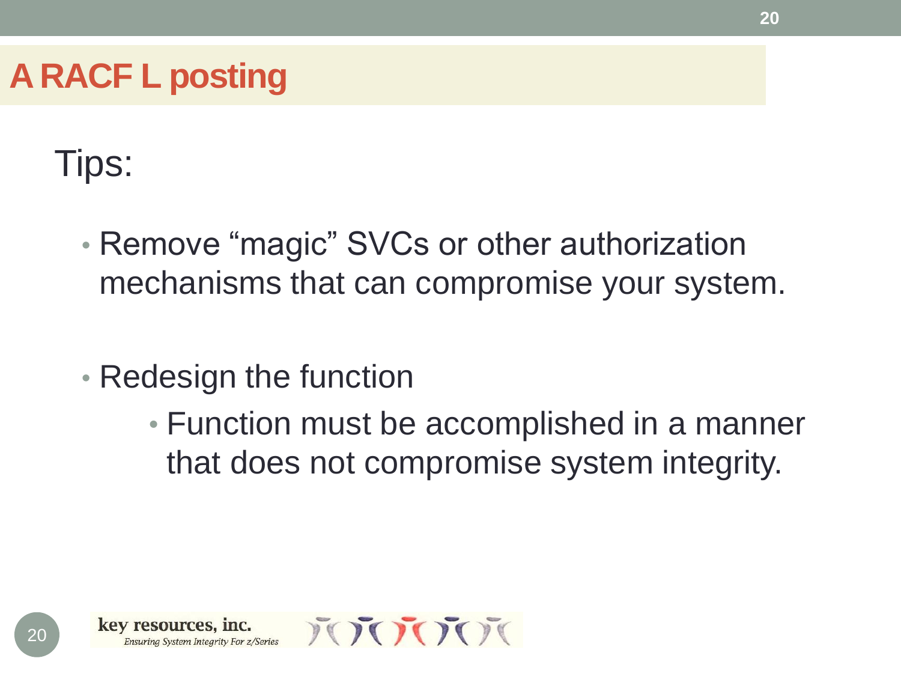# A RACF L posting

Tips:

- Remove “magic” SVCs or other authorization mechanisms that can compromise your system.

- Redesign the function
  - Function must be accomplished in a manner that does not compromise system integrity.

key resources, inc.
*Ensuring System Integrity For z/Series*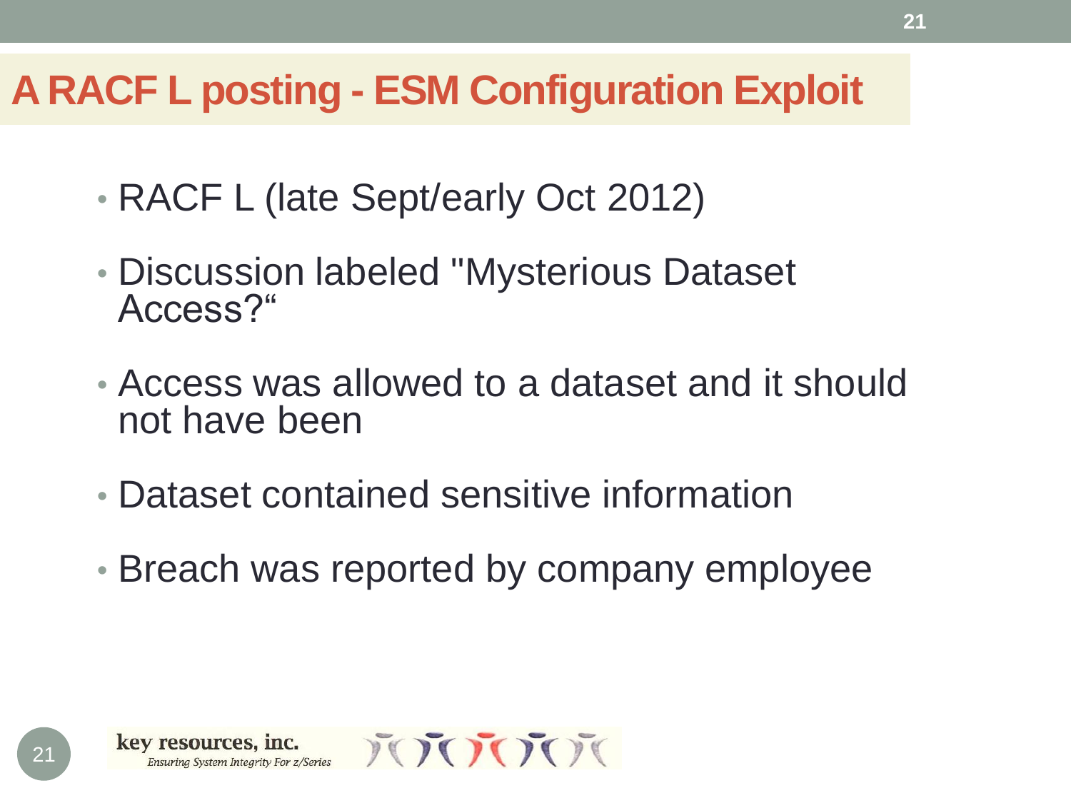# A RACF L posting - ESM Configuration Exploit

- RACF L (late Sept/early Oct 2012)
- Discussion labeled "Mysterious Dataset Access?“
- Access was allowed to a dataset and it should not have been
- Dataset contained sensitive information
- Breach was reported by company employee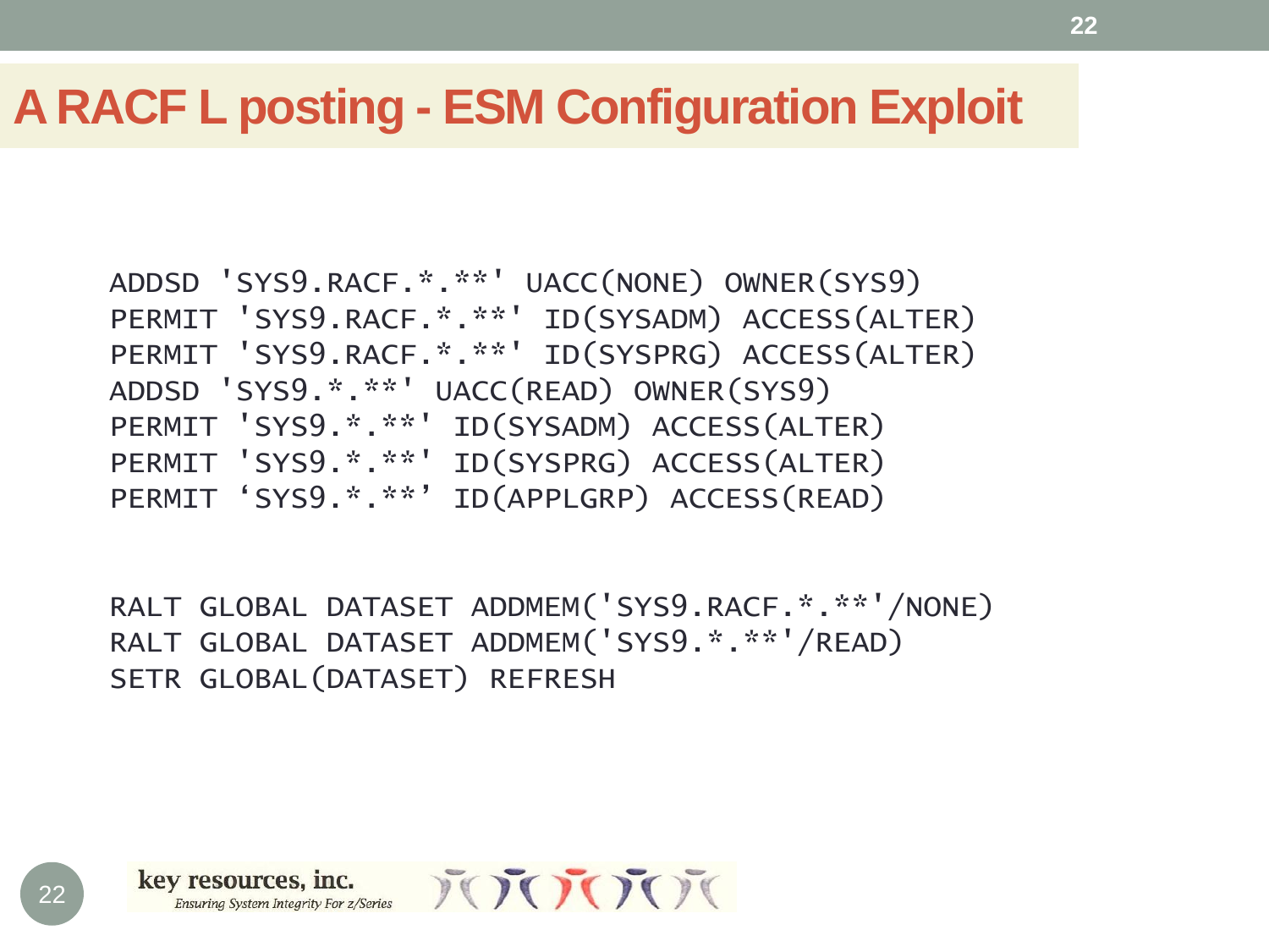# A RACF L posting - ESM Configuration Exploit

```
ADDSD 'SYS9.RACF.*.**' UACC(NONE) OWNER(SYS9)
PERMIT 'SYS9.RACF.*.**' ID(SYSADM) ACCESS(ALTER)
PERMIT 'SYS9.RACF.*.**' ID(SYSPRG) ACCESS(ALTER)
ADDSD 'SYS9.*.**' UACC(READ) OWNER(SYS9)
PERMIT 'SYS9.*.**' ID(SYSADM) ACCESS(ALTER)
PERMIT 'SYS9.*.**' ID(SYSPRG) ACCESS(ALTER)
PERMIT ‘SYS9.*.**’ ID(APPLGRP) ACCESS(READ)

RALT GLOBAL DATASET ADDMEM('SYS9.RACF.*.**'/NONE)
RALT GLOBAL DATASET ADDMEM('SYS9.*.**'/READ)
SETR GLOBAL(DATASET) REFRESH
```

key resources, inc.
*Ensuring System Integrity For z/Series*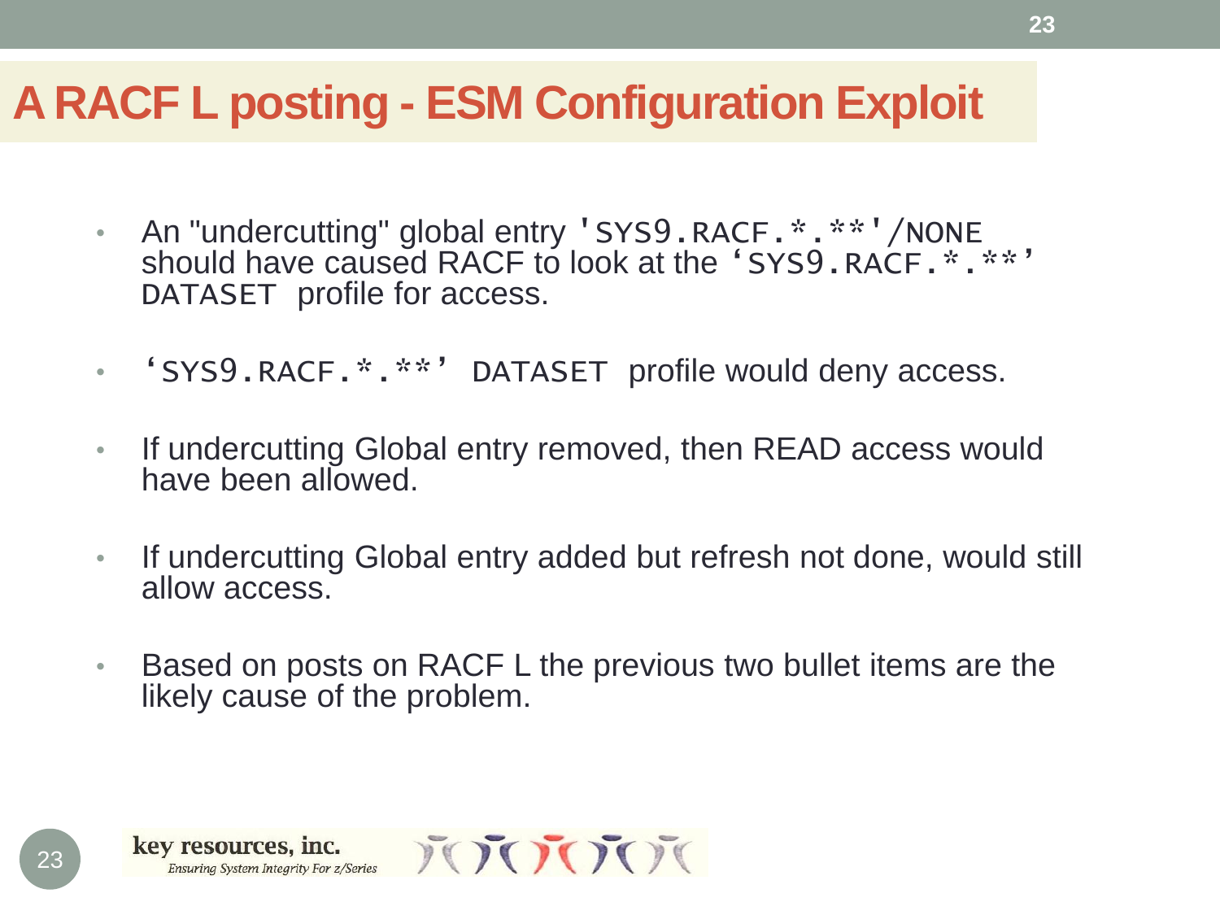# A RACF L posting - ESM Configuration Exploit

- An "undercutting" global entry `'SYS9.RACF.*.**'/NONE` should have caused RACF to look at the `'SYS9.RACF.*.**' DATASET` profile for access.
- `'SYS9.RACF.*.**' DATASET` profile would deny access.
- If undercutting Global entry removed, then READ access would have been allowed.
- If undercutting Global entry added but refresh not done, would still allow access.
- Based on posts on RACF L the previous two bullet items are the likely cause of the problem.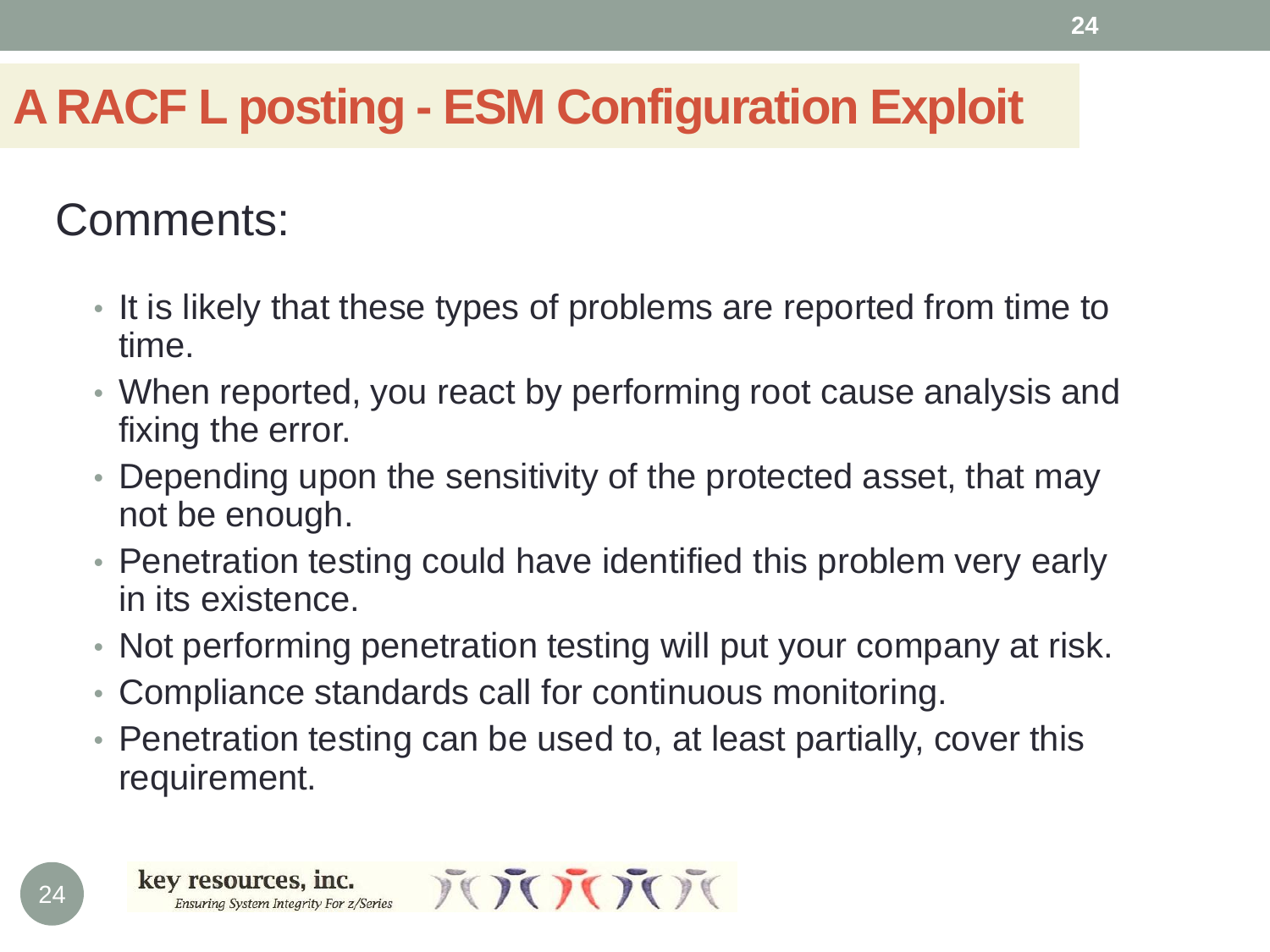# A RACF L posting - ESM Configuration Exploit

## Comments:

- It is likely that these types of problems are reported from time to time.
- When reported, you react by performing root cause analysis and fixing the error.
- Depending upon the sensitivity of the protected asset, that may not be enough.
- Penetration testing could have identified this problem very early in its existence.
- Not performing penetration testing will put your company at risk.
- Compliance standards call for continuous monitoring.
- Penetration testing can be used to, at least partially, cover this requirement.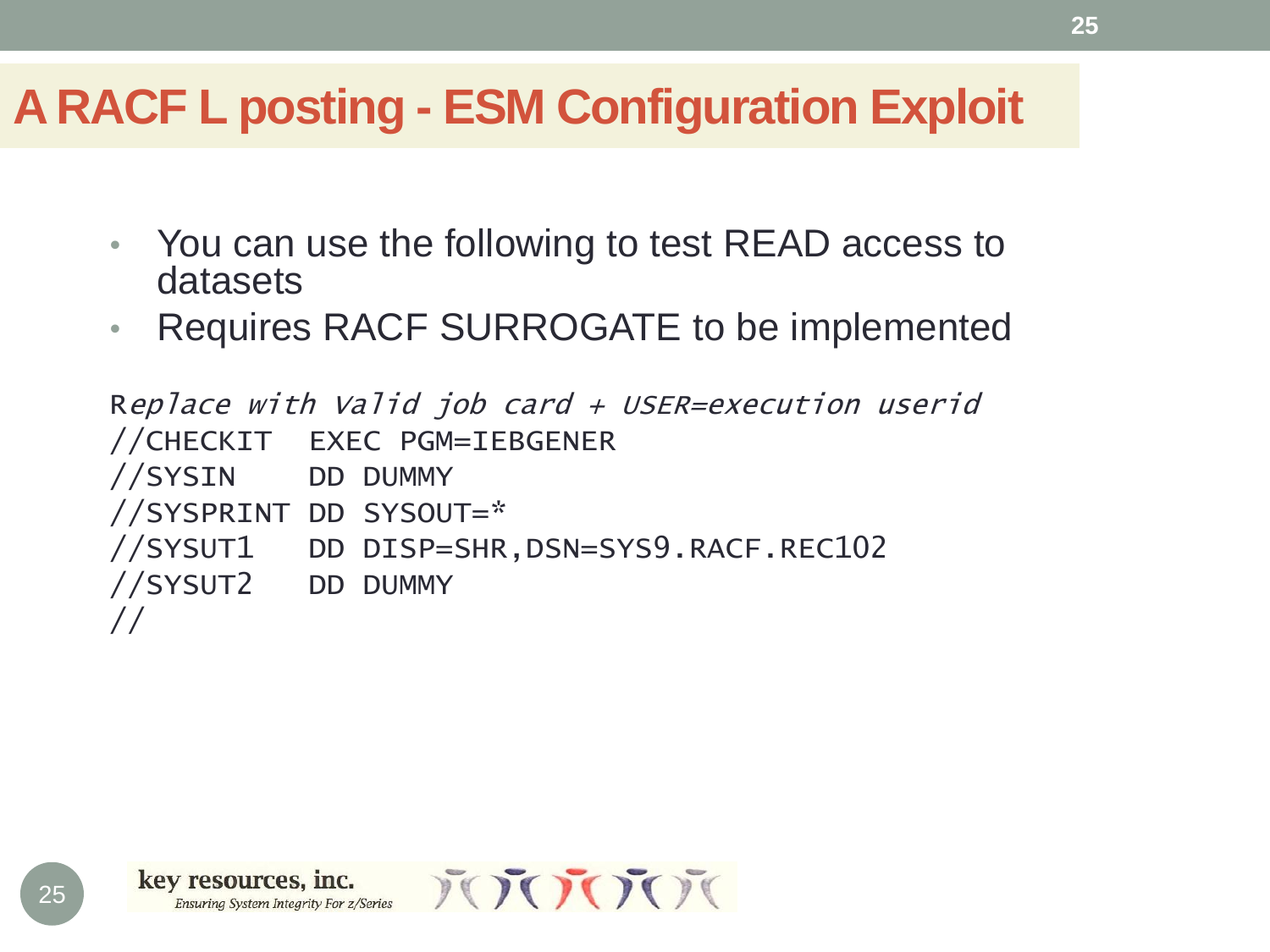# A RACF L posting - ESM Configuration Exploit

- You can use the following to test READ access to datasets
- Requires RACF SURROGATE to be implemented

```
Replace with Valid job card + USER=execution userid
//CHECKIT  EXEC PGM=IEBGENER
//SYSIN    DD DUMMY
//SYSPRINT DD SYSOUT=*
//SYSUT1   DD DISP=SHR,DSN=SYS9.RACF.REC102
//SYSUT2   DD DUMMY
//
```

key resources, inc.
*Ensuring System Integrity For z/Series*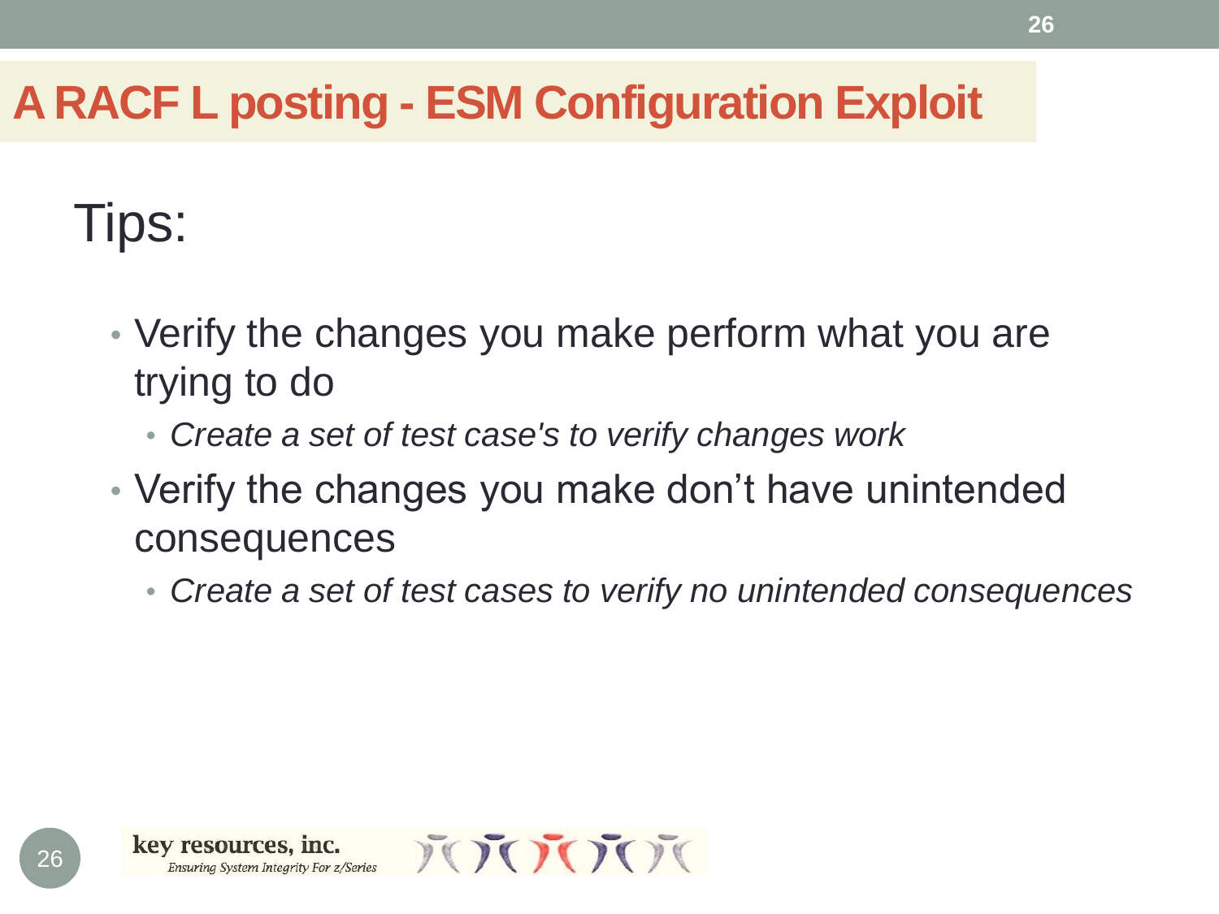# A RACF L posting - ESM Configuration Exploit

## Tips:

- Verify the changes you make perform what you are trying to do
  - *Create a set of test case's to verify changes work*
- Verify the changes you make don't have unintended consequences
  - *Create a set of test cases to verify no unintended consequences*

key resources, inc.
*Ensuring System Integrity For z/Series*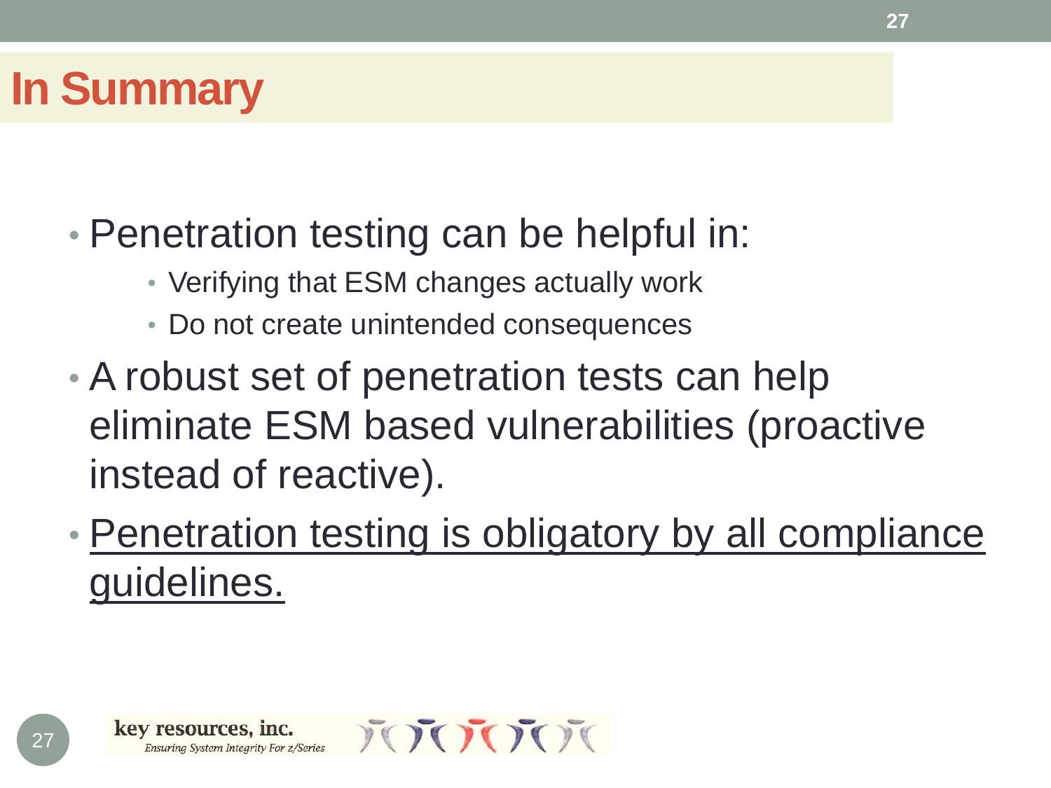# In Summary

- Penetration testing can be helpful in:
  - Verifying that ESM changes actually work
  - Do not create unintended consequences
- A robust set of penetration tests can help eliminate ESM based vulnerabilities (proactive instead of reactive).
- <u>Penetration testing is obligatory by all compliance guidelines.</u>

key resources, inc.
*Ensuring System Integrity For z/Series*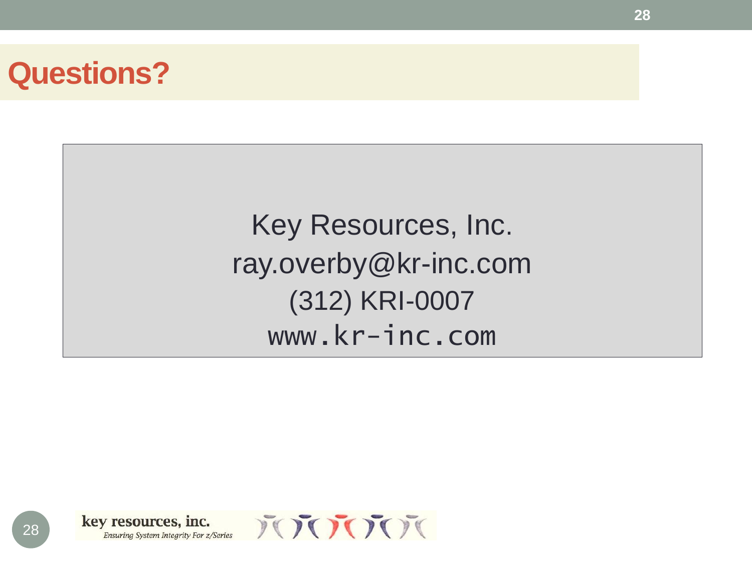# Questions?

Key Resources, Inc.
ray.overby@kr-inc.com
(312) KRI-0007
www.kr-inc.com

key resources, inc.
*Ensuring System Integrity For z/Series*